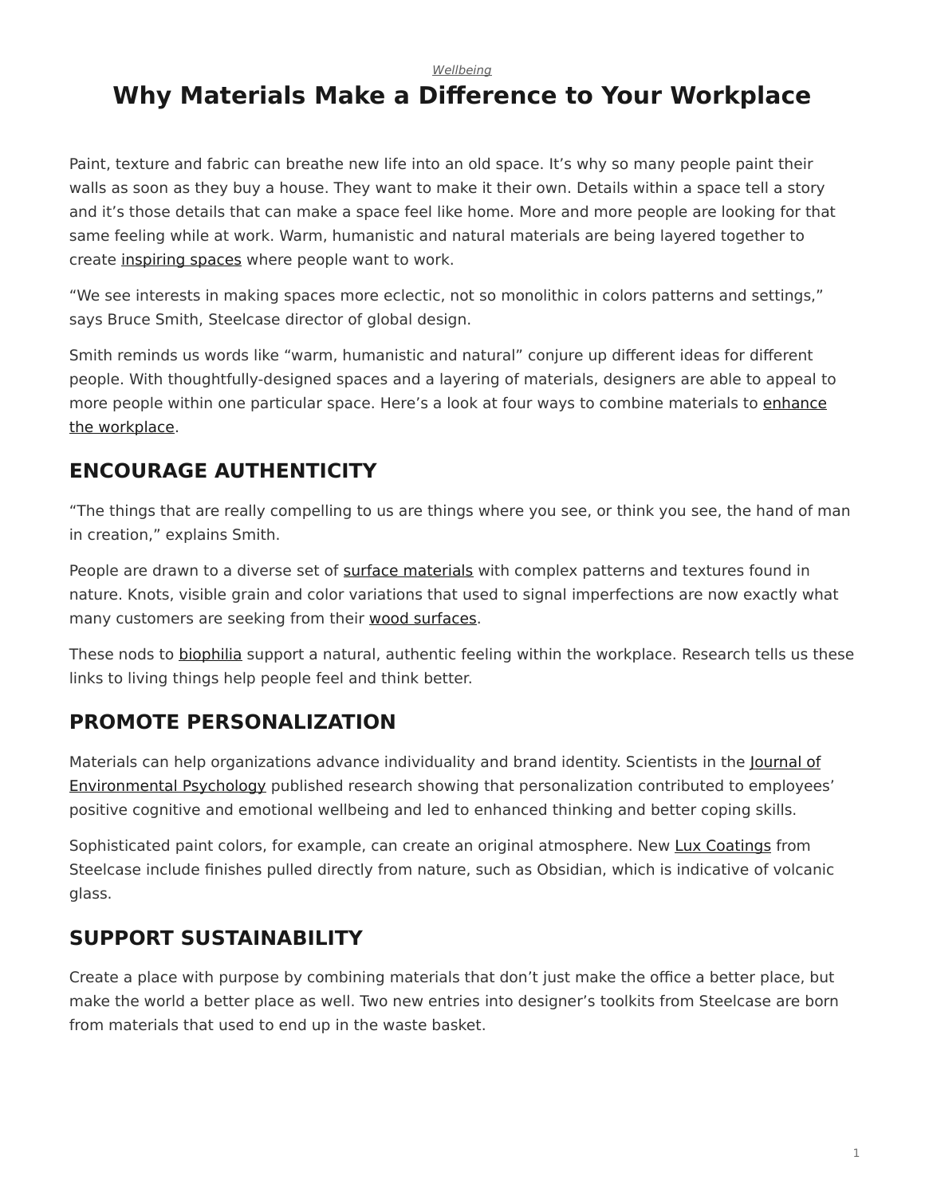*Wellbeing*

# Why Materials Make a Difference to Your Workplace

Paint, texture and fabric can breathe new life into an old space. It's why so many people paint their walls as soon as they buy a house. They want to make it their own. Details within a space tell a story and it's those details that can make a space feel like home. More and more people are looking for that same feeling while at work. Warm, humanistic and natural materials are being layered together to create inspiring spaces where people want to work.

"We see interests in making spaces more eclectic, not so monolithic in colors patterns and settings," says Bruce Smith, Steelcase director of global design.

Smith reminds us words like "warm, humanistic and natural" conjure up different ideas for different people. With thoughtfully-designed spaces and a layering of materials, designers are able to appeal to more people within one particular space. Here's a look at four ways to combine materials to enhance the workplace.

## ENCOURAGE AUTHENTICITY

"The things that are really compelling to us are things where you see, or think you see, the hand of man in creation," explains Smith.

People are drawn to a diverse set of surface materials with complex patterns and textures found in nature. Knots, visible grain and color variations that used to signal imperfections are now exactly what many customers are seeking from their wood surfaces.

These nods to biophilia support a natural, authentic feeling within the workplace. Research tells us these links to living things help people feel and think better.

## PROMOTE PERSONALIZATION

Materials can help organizations advance individuality and brand identity. Scientists in the Journal of Environmental Psychology published research showing that personalization contributed to employees' positive cognitive and emotional wellbeing and led to enhanced thinking and better coping skills.

Sophisticated paint colors, for example, can create an original atmosphere. New Lux Coatings from Steelcase include finishes pulled directly from nature, such as Obsidian, which is indicative of volcanic glass.

## SUPPORT SUSTAINABILITY

Create a place with purpose by combining materials that don't just make the office a better place, but make the world a better place as well. Two new entries into designer's toolkits from Steelcase are born from materials that used to end up in the waste basket.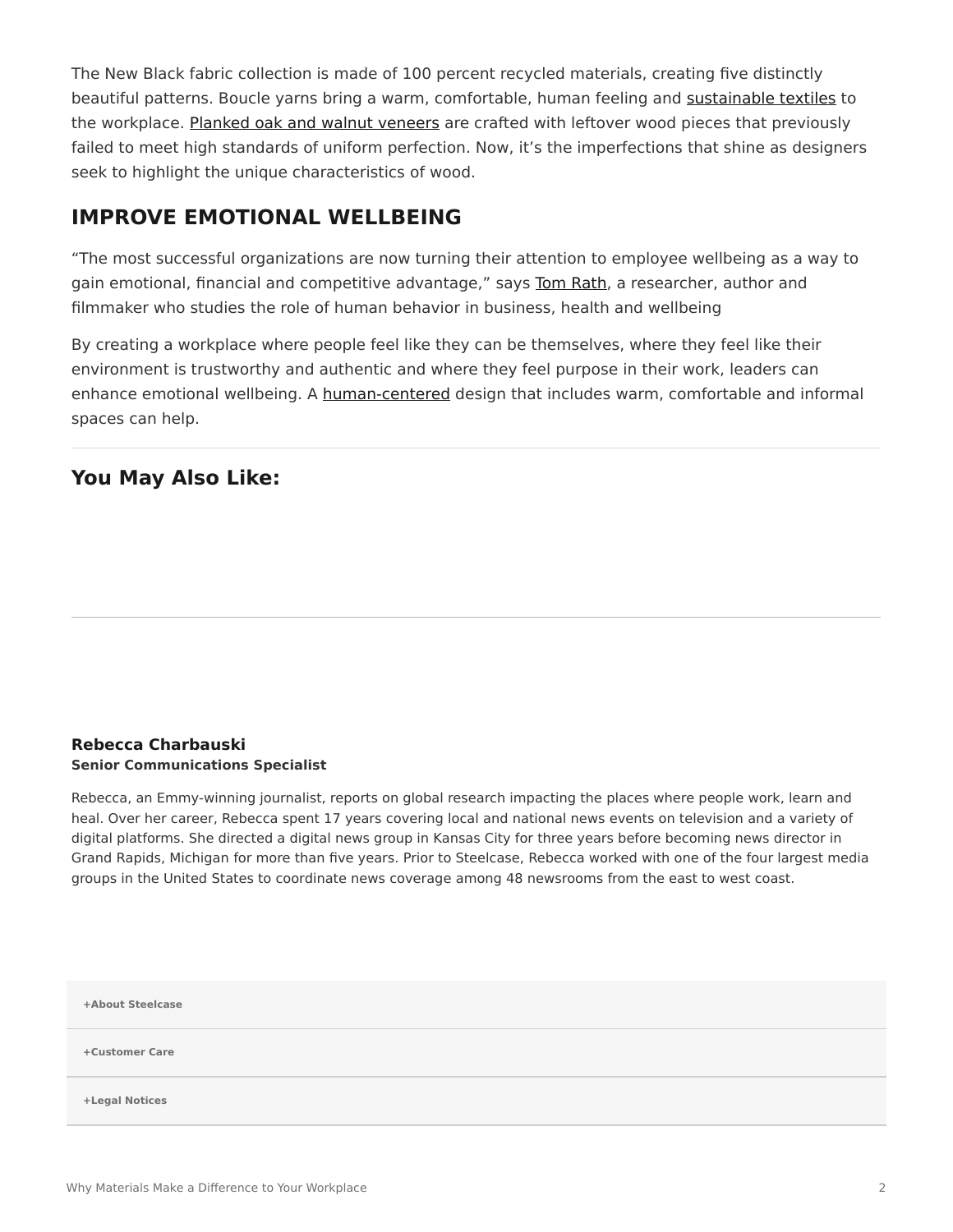The New Black fabric collection is made of 100 percent recycled materials, creating five distinctly beautiful patterns. Boucle yarns bring a warm, comfortable, human feeling and sustainable textiles to the workplace. Planked oak and walnut veneers are crafted with leftover wood pieces that previously failed to meet high standards of uniform perfection. Now, it's the imperfections that shine as designers seek to highlight the unique characteristics of wood.

## IMPROVE EMOTIONAL WELLBEING

"The most successful organizations are now turning their attention to employee wellbeing as a way to gain emotional, financial and competitive advantage," says Tom Rath, a researcher, author and filmmaker who studies the role of human behavior in business, health and wellbeing

By creating a workplace where people feel like they can be themselves, where they feel like their environment is trustworthy and authentic and where they feel purpose in their work, leaders can enhance emotional wellbeing. A human-centered design that includes warm, comfortable and informal spaces can help.

---

## You May Also Like:

---

**Rebecca Charbauski**
**Senior Communications Specialist**

Rebecca, an Emmy-winning journalist, reports on global research impacting the places where people work, learn and heal. Over her career, Rebecca spent 17 years covering local and national news events on television and a variety of digital platforms. She directed a digital news group in Kansas City for three years before becoming news director in Grand Rapids, Michigan for more than five years. Prior to Steelcase, Rebecca worked with one of the four largest media groups in the United States to coordinate news coverage among 48 newsrooms from the east to west coast.

**+About Steelcase**

**+Customer Care**

**+Legal Notices**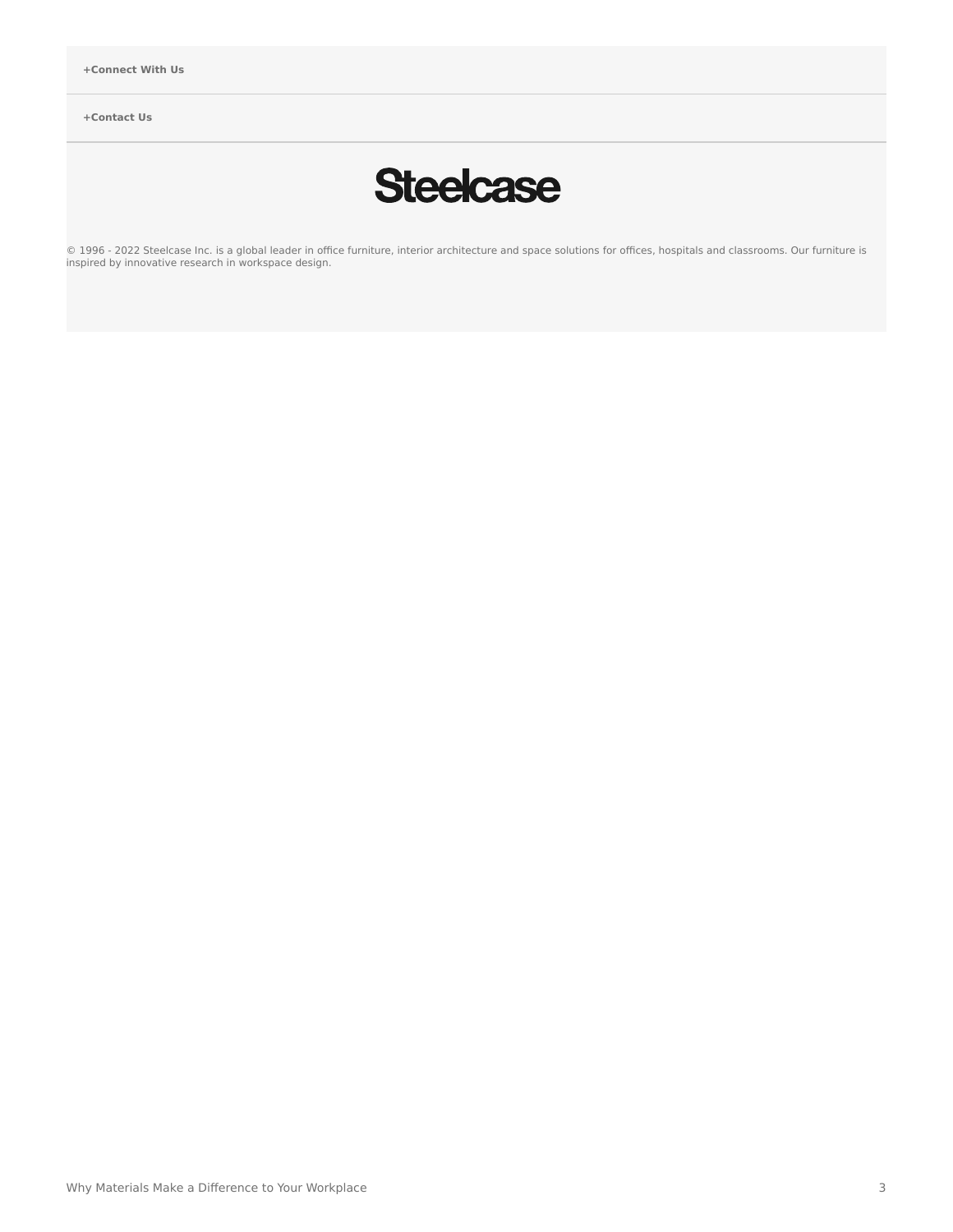**+Connect With Us**

**+Contact Us**

Steelcase

© 1996 - 2022 Steelcase Inc. is a global leader in office furniture, interior architecture and space solutions for offices, hospitals and classrooms. Our furniture is inspired by innovative research in workspace design.